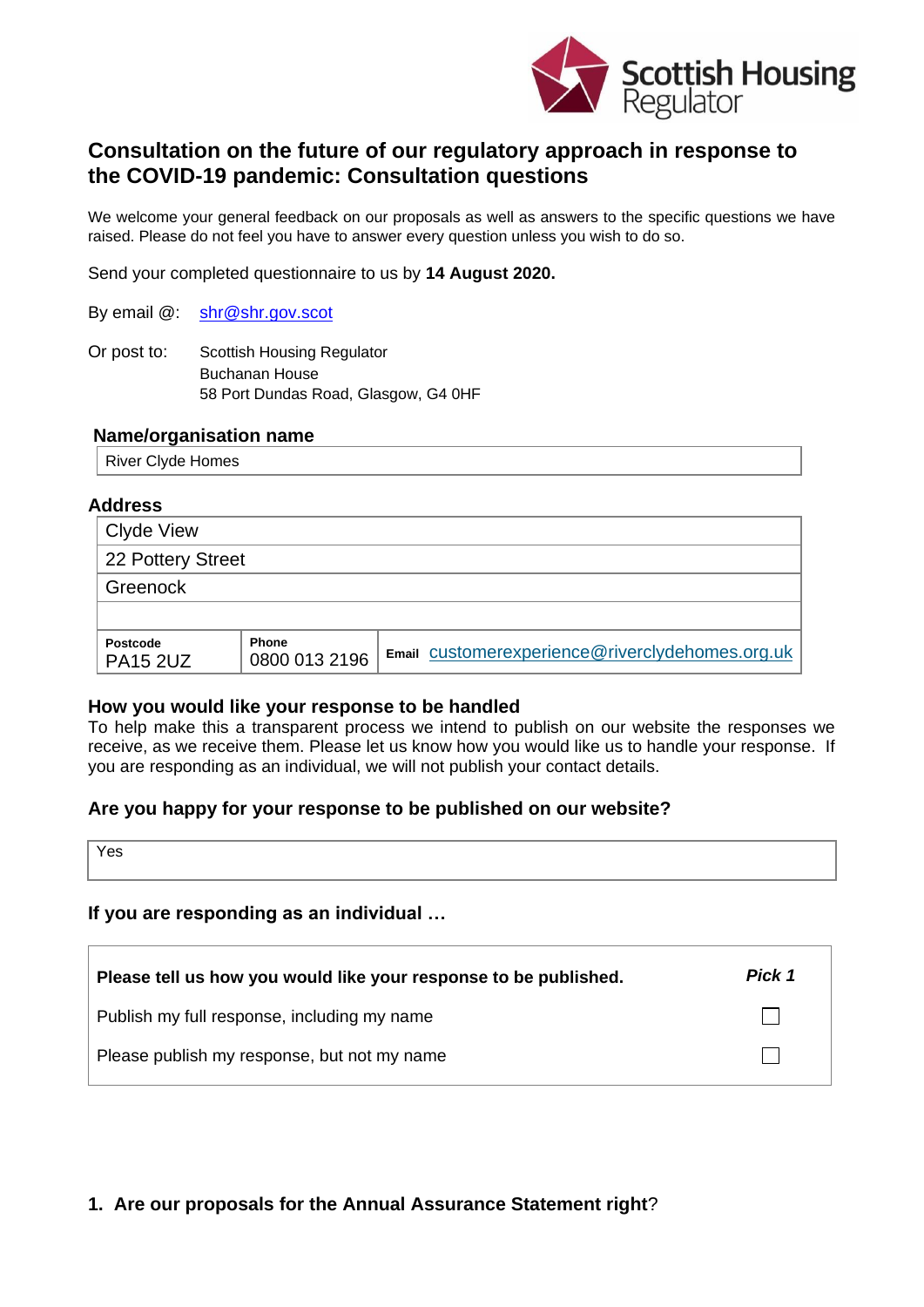Scottish Housing Regulator

# Consultation on the future of our regulatory approach in response to the COVID-19 pandemic: Consultation questions

We welcome your general feedback on our proposals as well as answers to the specific questions we have raised. Please do not feel you have to answer every question unless you wish to do so.

Send your completed questionnaire to us by **14 August 2020.**

By email @: shr@shr.gov.scot

Or post to: Scottish Housing Regulator
Buchanan House
58 Port Dundas Road, Glasgow, G4 0HF

### Name/organisation name

River Clyde Homes

### Address

Clyde View
22 Pottery Street
Greenock

| Postcode | Phone | Email |
|---|---|---|
| PA15 2UZ | 0800 013 2196 | customerexperience@riverclydehomes.org.uk |

### How you would like your response to be handled

To help make this a transparent process we intend to publish on our website the responses we receive, as we receive them. Please let us know how you would like us to handle your response. If you are responding as an individual, we will not publish your contact details.

### Are you happy for your response to be published on our website?

Yes

### If you are responding as an individual …

| **Please tell us how you would like your response to be published.** | ***Pick 1*** |
|---|---|
| Publish my full response, including my name | ☐ |
| Please publish my response, but not my name | ☐ |

### 1. Are our proposals for the Annual Assurance Statement right?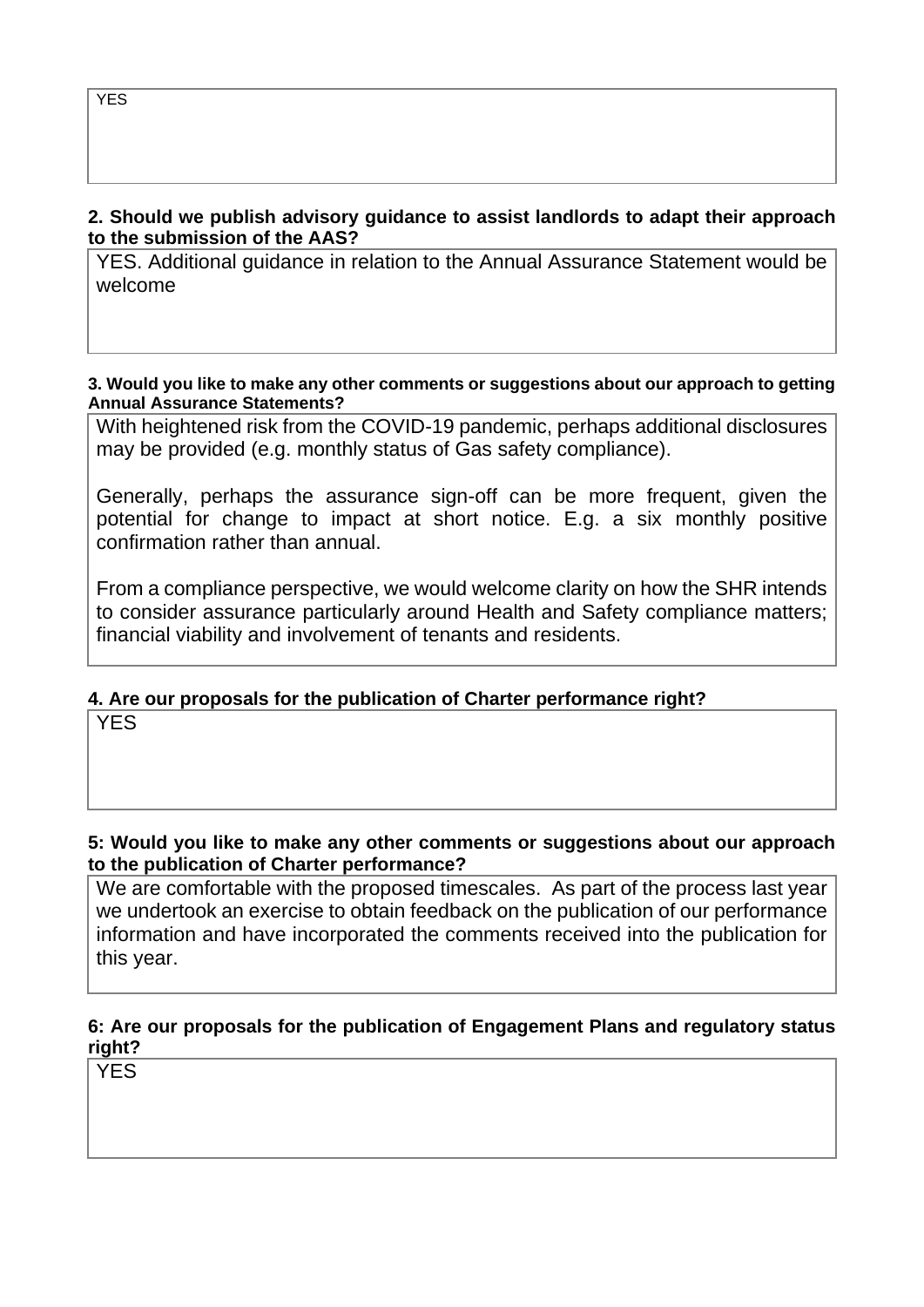YES

**2. Should we publish advisory guidance to assist landlords to adapt their approach to the submission of the AAS?**

YES. Additional guidance in relation to the Annual Assurance Statement would be welcome

**3. Would you like to make any other comments or suggestions about our approach to getting Annual Assurance Statements?**

With heightened risk from the COVID-19 pandemic, perhaps additional disclosures may be provided (e.g. monthly status of Gas safety compliance).

Generally, perhaps the assurance sign-off can be more frequent, given the potential for change to impact at short notice. E.g. a six monthly positive confirmation rather than annual.

From a compliance perspective, we would welcome clarity on how the SHR intends to consider assurance particularly around Health and Safety compliance matters; financial viability and involvement of tenants and residents.

**4. Are our proposals for the publication of Charter performance right?**

YES

**5: Would you like to make any other comments or suggestions about our approach to the publication of Charter performance?**

We are comfortable with the proposed timescales. As part of the process last year we undertook an exercise to obtain feedback on the publication of our performance information and have incorporated the comments received into the publication for this year.

**6: Are our proposals for the publication of Engagement Plans and regulatory status right?**

YES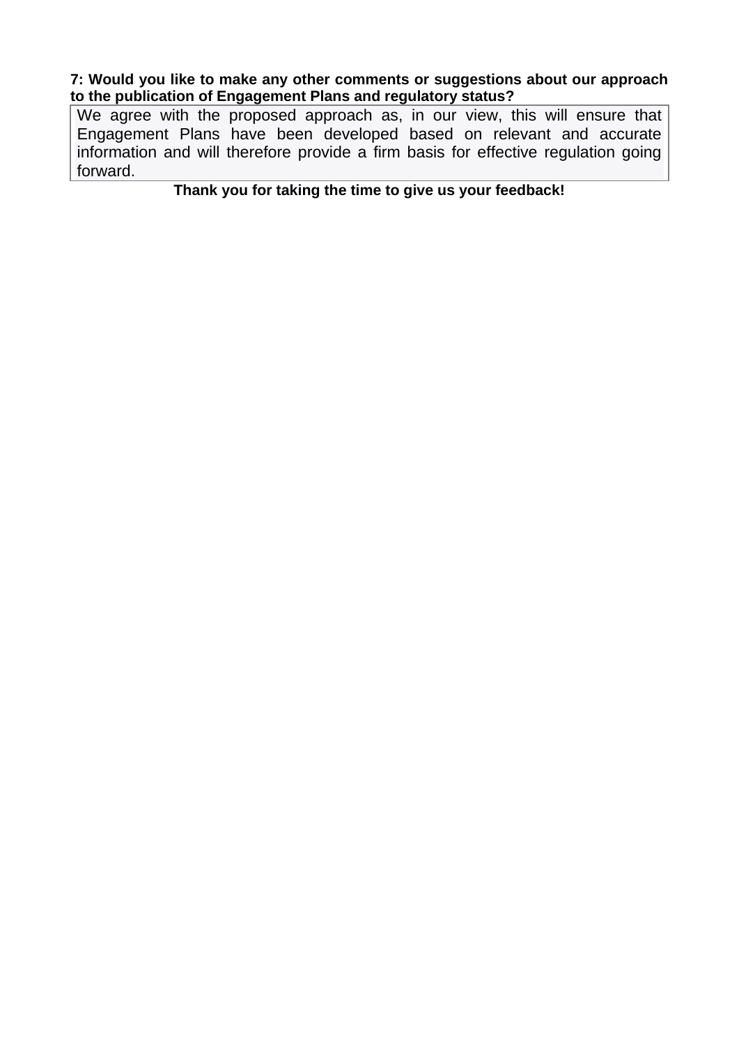**7: Would you like to make any other comments or suggestions about our approach to the publication of Engagement Plans and regulatory status?**

| |
|---|
| We agree with the proposed approach as, in our view, this will ensure that Engagement Plans have been developed based on relevant and accurate information and will therefore provide a firm basis for effective regulation going forward. |

**Thank you for taking the time to give us your feedback!**